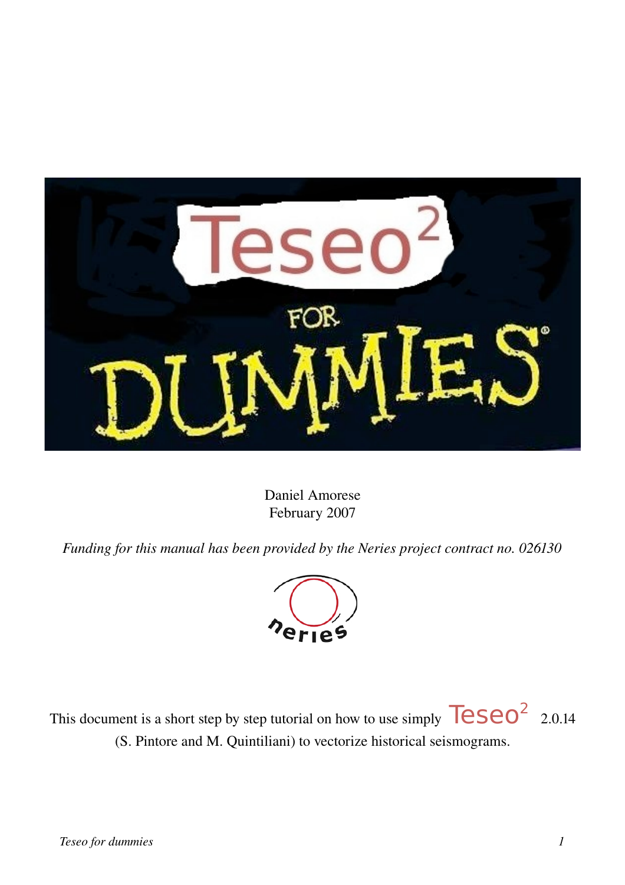# Teseo² FOR DUMMIES

Daniel Amorese
February 2007

*Funding for this manual has been provided by the Neries project contract no. 026130*

neries

This document is a short step by step tutorial on how to use simply Teseo² 2.0.14 (S. Pintore and M. Quintiliani) to vectorize historical seismograms.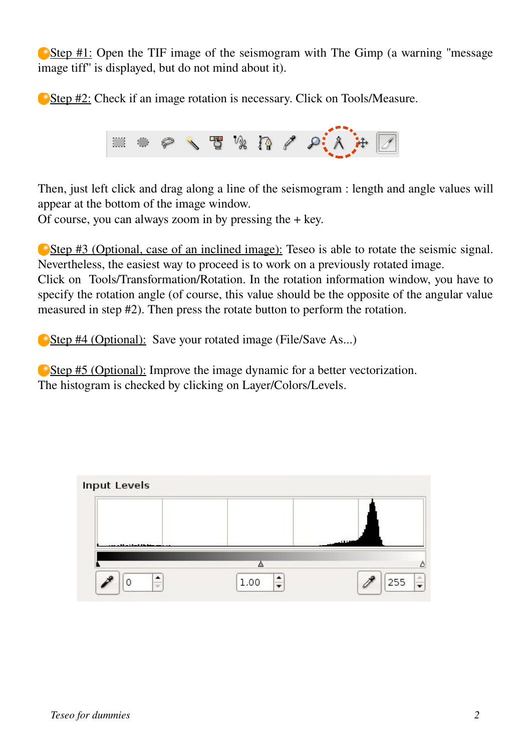Step #1: Open the TIF image of the seismogram with The Gimp (a warning "message image tiff" is displayed, but do not mind about it).

Step #2: Check if an image rotation is necessary. Click on Tools/Measure.

Then, just left click and drag along a line of the seismogram : length and angle values will appear at the bottom of the image window.
Of course, you can always zoom in by pressing the + key.

Step #3 (Optional, case of an inclined image): Teseo is able to rotate the seismic signal. Nevertheless, the easiest way to proceed is to work on a previously rotated image.
Click on Tools/Transformation/Rotation. In the rotation information window, you have to specify the rotation angle (of course, this value should be the opposite of the angular value measured in step #2). Then press the rotate button to perform the rotation.

Step #4 (Optional): Save your rotated image (File/Save As...)

Step #5 (Optional): Improve the image dynamic for a better vectorization.
The histogram is checked by clicking on Layer/Colors/Levels.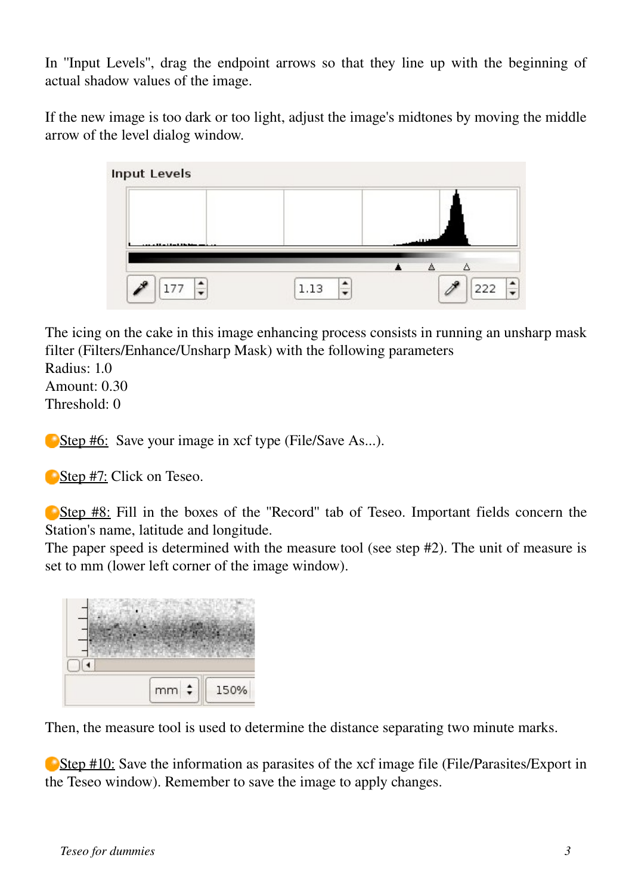In "Input Levels", drag the endpoint arrows so that they line up with the beginning of actual shadow values of the image.

If the new image is too dark or too light, adjust the image's midtones by moving the middle arrow of the level dialog window.

The icing on the cake in this image enhancing process consists in running an unsharp mask filter (Filters/Enhance/Unsharp Mask) with the following parameters
Radius: 1.0
Amount: 0.30
Threshold: 0

Step #6: Save your image in xcf type (File/Save As...).

Step #7: Click on Teseo.

Step #8: Fill in the boxes of the "Record" tab of Teseo. Important fields concern the Station's name, latitude and longitude.
The paper speed is determined with the measure tool (see step #2). The unit of measure is set to mm (lower left corner of the image window).

Then, the measure tool is used to determine the distance separating two minute marks.

Step #10: Save the information as parasites of the xcf image file (File/Parasites/Export in the Teseo window). Remember to save the image to apply changes.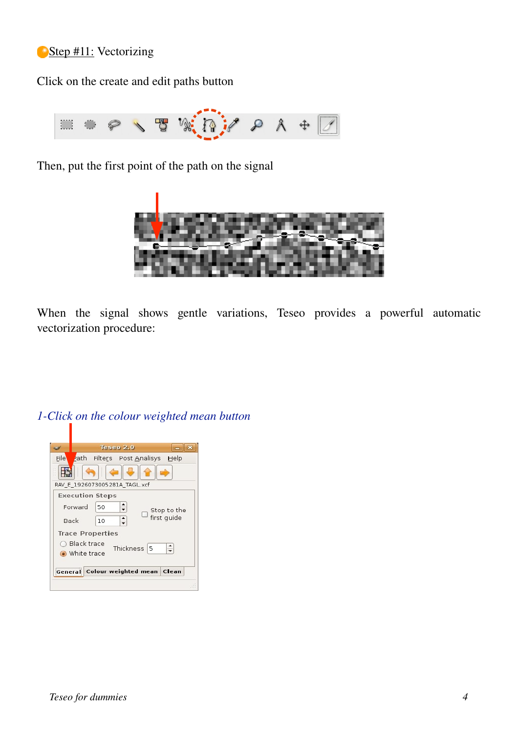Step #11: Vectorizing

Click on the create and edit paths button

Then, put the first point of the path on the signal

When the signal shows gentle variations, Teseo provides a powerful automatic vectorization procedure:

*1-Click on the colour weighted mean button*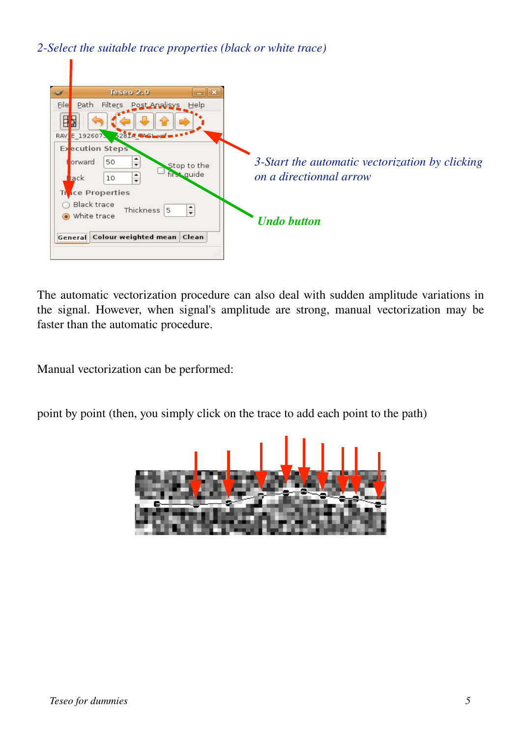*2-Select the suitable trace properties (black or white trace)*

*3-Start the automatic vectorization by clicking on a directionnal arrow*

***Undo button***

The automatic vectorization procedure can also deal with sudden amplitude variations in the signal. However, when signal's amplitude are strong, manual vectorization may be faster than the automatic procedure.

Manual vectorization can be performed:

point by point (then, you simply click on the trace to add each point to the path)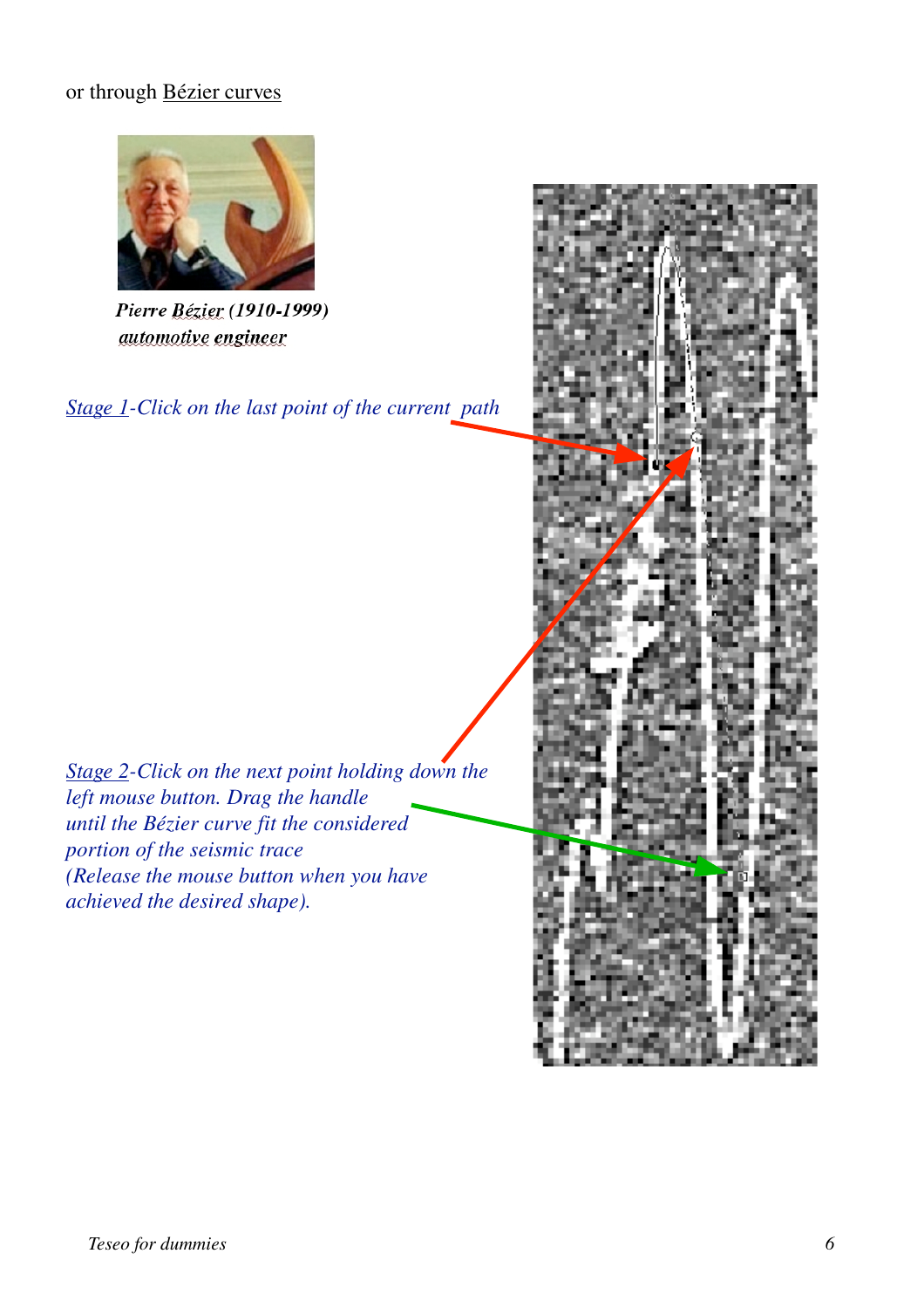or through Bézier curves

***Pierre Bézier (1910-1999)***
***automotive engineer***

*Stage 1-Click on the last point of the current path*

*Stage 2-Click on the next point holding down the left mouse button. Drag the handle until the Bézier curve fit the considered portion of the seismic trace (Release the mouse button when you have achieved the desired shape).*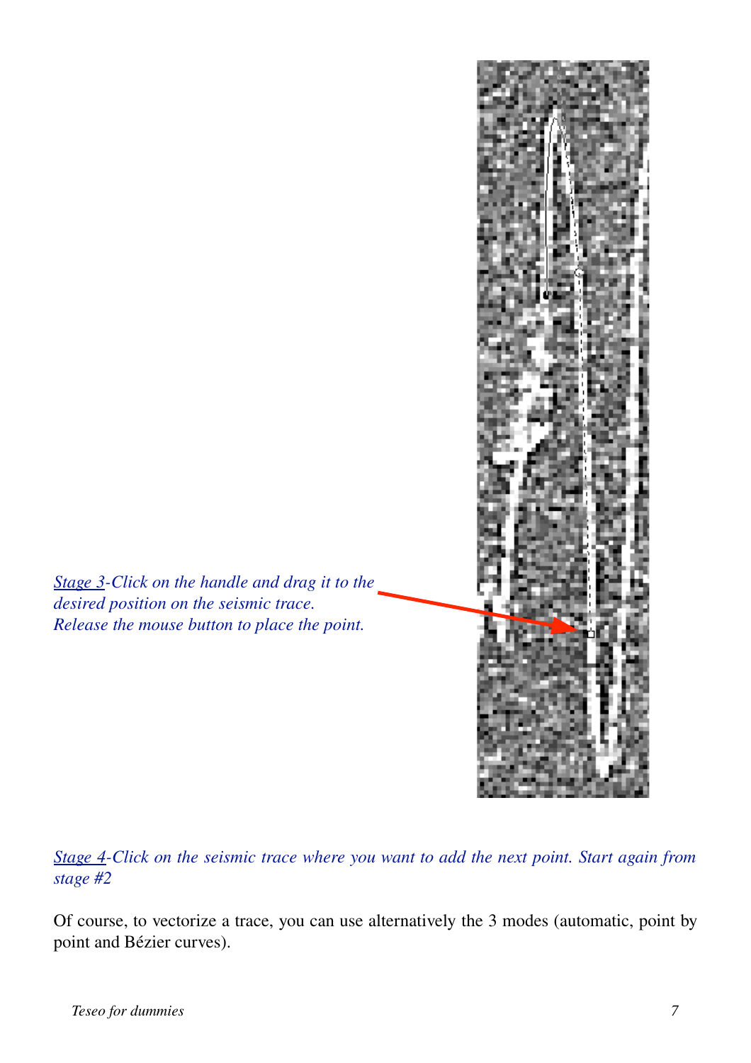*<u>Stage 3</u>-Click on the handle and drag it to the desired position on the seismic trace.*
*Release the mouse button to place the point.*

*<u>Stage 4</u>-Click on the seismic trace where you want to add the next point. Start again from stage #2*

Of course, to vectorize a trace, you can use alternatively the 3 modes (automatic, point by point and Bézier curves).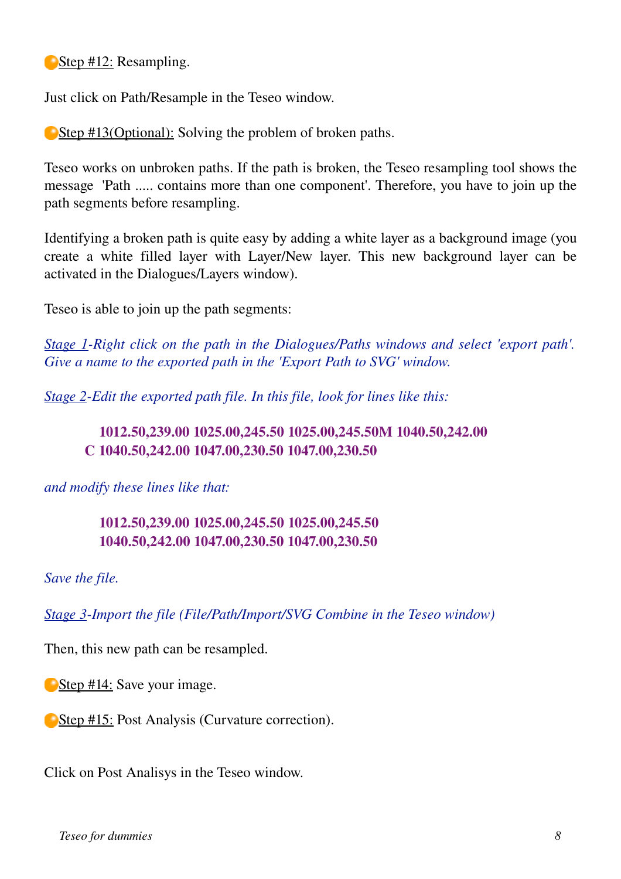Step #12: Resampling.

Just click on Path/Resample in the Teseo window.

Step #13(Optional): Solving the problem of broken paths.

Teseo works on unbroken paths. If the path is broken, the Teseo resampling tool shows the message 'Path ..... contains more than one component'. Therefore, you have to join up the path segments before resampling.

Identifying a broken path is quite easy by adding a white layer as a background image (you create a white filled layer with Layer/New layer. This new background layer can be activated in the Dialogues/Layers window).

Teseo is able to join up the path segments:

*Stage 1-Right click on the path in the Dialogues/Paths windows and select 'export path'. Give a name to the exported path in the 'Export Path to SVG' window.*

*Stage 2-Edit the exported path file. In this file, look for lines like this:*

**1012.50,239.00 1025.00,245.50 1025.00,245.50M 1040.50,242.00**
**C 1040.50,242.00 1047.00,230.50 1047.00,230.50**

*and modify these lines like that:*

**1012.50,239.00 1025.00,245.50 1025.00,245.50**
**1040.50,242.00 1047.00,230.50 1047.00,230.50**

*Save the file.*

*Stage 3-Import the file (File/Path/Import/SVG Combine in the Teseo window)*

Then, this new path can be resampled.

Step #14: Save your image.

Step #15: Post Analysis (Curvature correction).

Click on Post Analisys in the Teseo window.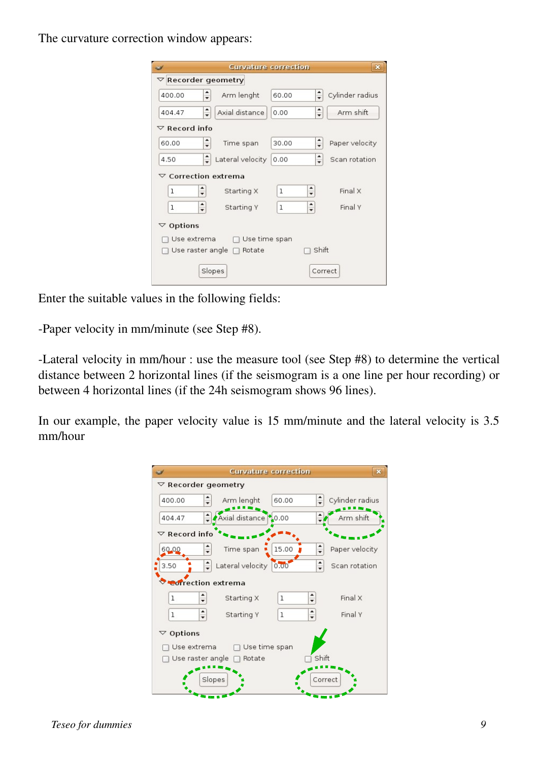The curvature correction window appears:

Enter the suitable values in the following fields:

-Paper velocity in mm/minute (see Step #8).

-Lateral velocity in mm/hour : use the measure tool (see Step #8) to determine the vertical distance between 2 horizontal lines (if the seismogram is a one line per hour recording) or between 4 horizontal lines (if the 24h seismogram shows 96 lines).

In our example, the paper velocity value is 15 mm/minute and the lateral velocity is 3.5 mm/hour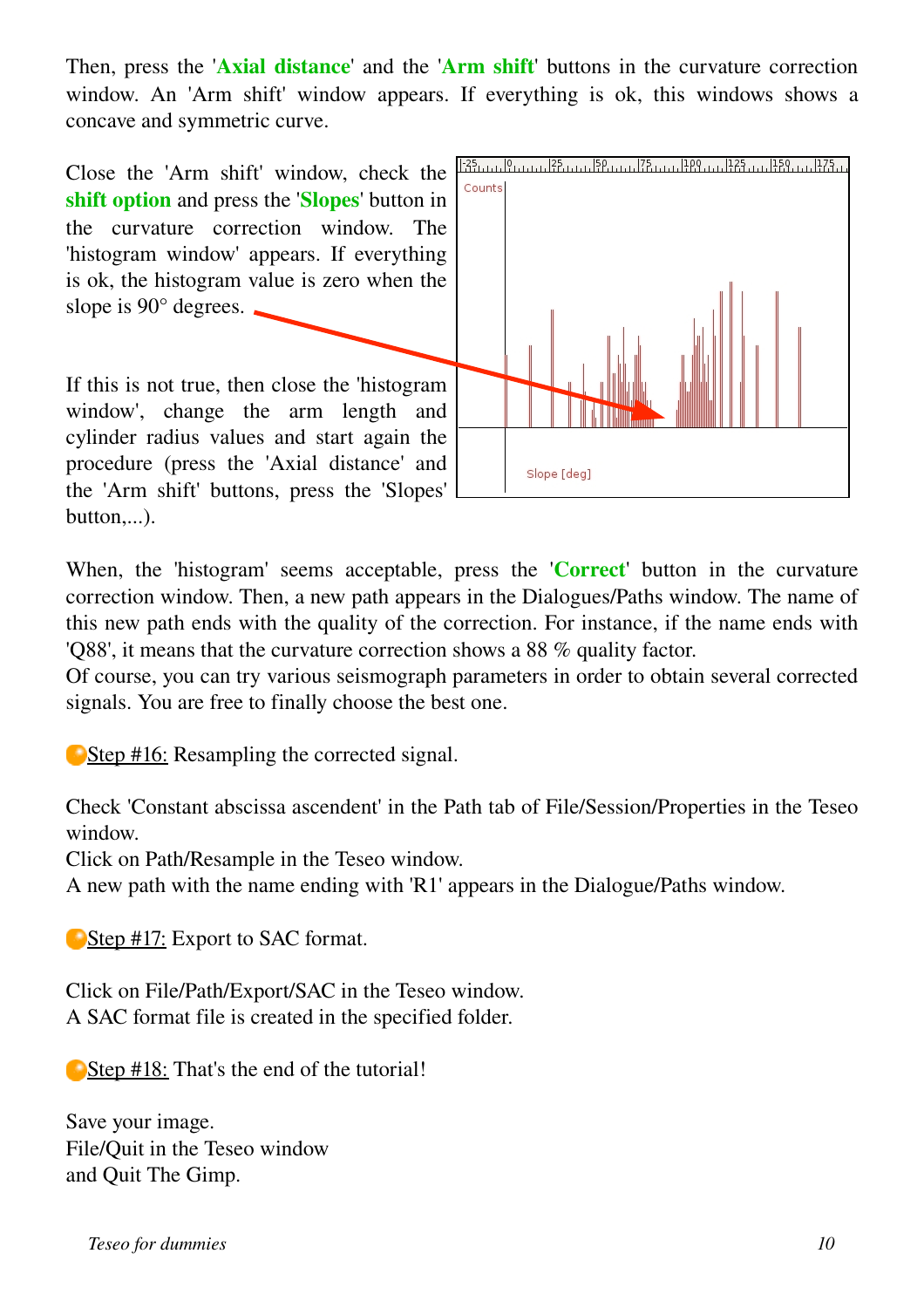Then, press the '**Axial distance**' and the '**Arm shift**' buttons in the curvature correction window. An 'Arm shift' window appears. If everything is ok, this windows shows a concave and symmetric curve.

Close the 'Arm shift' window, check the **shift option** and press the '**Slopes**' button in the curvature correction window. The 'histogram window' appears. If everything is ok, the histogram value is zero when the slope is 90° degrees.

-25 0 25 50 75 100 125 150 175

Counts

Slope [deg]

If this is not true, then close the 'histogram window', change the arm length and cylinder radius values and start again the procedure (press the 'Axial distance' and the 'Arm shift' buttons, press the 'Slopes' button,...).

When, the 'histogram' seems acceptable, press the '**Correct**' button in the curvature correction window. Then, a new path appears in the Dialogues/Paths window. The name of this new path ends with the quality of the correction. For instance, if the name ends with 'Q88', it means that the curvature correction shows a 88 % quality factor.
Of course, you can try various seismograph parameters in order to obtain several corrected signals. You are free to finally choose the best one.

Step #16: Resampling the corrected signal.

Check 'Constant abscissa ascendent' in the Path tab of File/Session/Properties in the Teseo window.
Click on Path/Resample in the Teseo window.
A new path with the name ending with 'R1' appears in the Dialogue/Paths window.

Step #17: Export to SAC format.

Click on File/Path/Export/SAC in the Teseo window.
A SAC format file is created in the specified folder.

Step #18: That's the end of the tutorial!

Save your image.
File/Quit in the Teseo window
and Quit The Gimp.